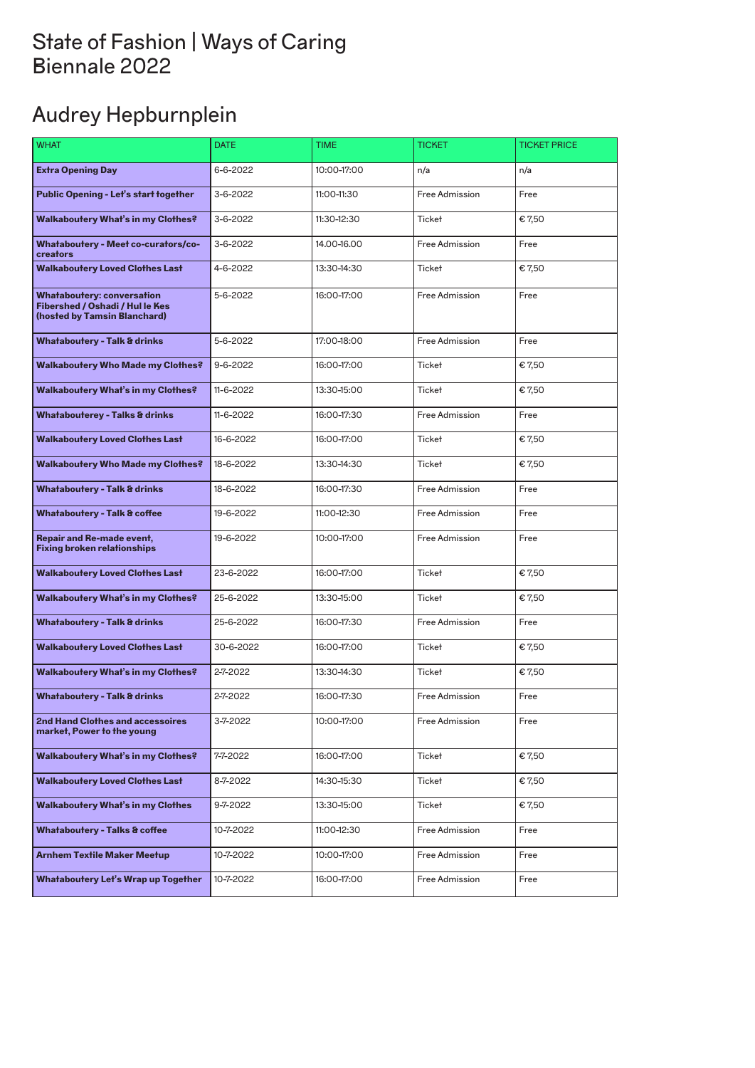# State of Fashion | Ways of Caring Biennale 2022

## Audrey Hepburnplein

| WHAT | DATE | TIME | TICKET | TICKET PRICE |
|---|---|---|---|---|
| **Extra Opening Day** | 6-6-2022 | 10:00-17:00 | n/a | n/a |
| **Public Opening - Let's start together** | 3-6-2022 | 11:00-11:30 | Free Admission | Free |
| **Walkaboutery What's in my Clothes?** | 3-6-2022 | 11:30-12:30 | Ticket | € 7,50 |
| **Whataboutery - Meet co-curators/co-creators** | 3-6-2022 | 14.00-16.00 | Free Admission | Free |
| **Walkaboutery Loved Clothes Last** | 4-6-2022 | 13:30-14:30 | Ticket | € 7,50 |
| **Whataboutery: conversation Fibershed / Oshadi / Hul le Kes (hosted by Tamsin Blanchard)** | 5-6-2022 | 16:00-17:00 | Free Admission | Free |
| **Whataboutery - Talk & drinks** | 5-6-2022 | 17:00-18:00 | Free Admission | Free |
| **Walkaboutery Who Made my Clothes?** | 9-6-2022 | 16:00-17:00 | Ticket | € 7,50 |
| **Walkaboutery What's in my Clothes?** | 11-6-2022 | 13:30-15:00 | Ticket | € 7,50 |
| **Whatabouterey - Talks & drinks** | 11-6-2022 | 16:00-17:30 | Free Admission | Free |
| **Walkaboutery Loved Clothes Last** | 16-6-2022 | 16:00-17:00 | Ticket | € 7,50 |
| **Walkaboutery Who Made my Clothes?** | 18-6-2022 | 13:30-14:30 | Ticket | € 7,50 |
| **Whataboutery - Talk & drinks** | 18-6-2022 | 16:00-17:30 | Free Admission | Free |
| **Whataboutery - Talk & coffee** | 19-6-2022 | 11:00-12:30 | Free Admission | Free |
| **Repair and Re-made event, Fixing broken relationships** | 19-6-2022 | 10:00-17:00 | Free Admission | Free |
| **Walkaboutery Loved Clothes Last** | 23-6-2022 | 16:00-17:00 | Ticket | € 7,50 |
| **Walkaboutery What's in my Clothes?** | 25-6-2022 | 13:30-15:00 | Ticket | € 7,50 |
| **Whataboutery - Talk & drinks** | 25-6-2022 | 16:00-17:30 | Free Admission | Free |
| **Walkaboutery Loved Clothes Last** | 30-6-2022 | 16:00-17:00 | Ticket | € 7,50 |
| **Walkaboutery What's in my Clothes?** | 2-7-2022 | 13:30-14:30 | Ticket | € 7,50 |
| **Whataboutery - Talk & drinks** | 2-7-2022 | 16:00-17:30 | Free Admission | Free |
| **2nd Hand Clothes and accessoires market, Power to the young** | 3-7-2022 | 10:00-17:00 | Free Admission | Free |
| **Walkaboutery What's in my Clothes?** | 7-7-2022 | 16:00-17:00 | Ticket | € 7,50 |
| **Walkaboutery Loved Clothes Last** | 8-7-2022 | 14:30-15:30 | Ticket | € 7,50 |
| **Walkaboutery What's in my Clothes** | 9-7-2022 | 13:30-15:00 | Ticket | € 7,50 |
| **Whataboutery - Talks & coffee** | 10-7-2022 | 11:00-12:30 | Free Admission | Free |
| **Arnhem Textile Maker Meetup** | 10-7-2022 | 10:00-17:00 | Free Admission | Free |
| **Whataboutery Let's Wrap up Together** | 10-7-2022 | 16:00-17:00 | Free Admission | Free |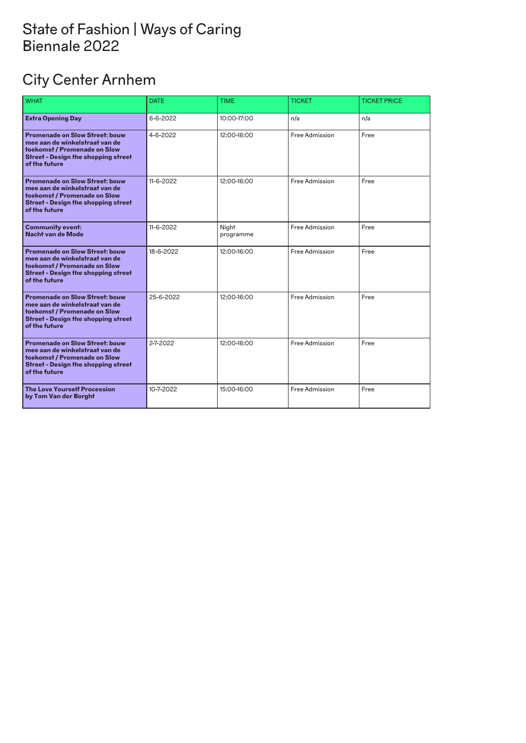# State of Fashion | Ways of Caring
# Biennale 2022

## City Center Arnhem

| WHAT | DATE | TIME | TICKET | TICKET PRICE |
|---|---|---|---|---|
| **Extra Opening Day** | 6-6-2022 | 10:00-17:00 | n/a | n/a |
| **Promenade on Slow Street: bouw mee aan de winkelstraat van de toekomst / Promenade on Slow Street - Design the shopping street of the future** | 4-6-2022 | 12:00-16:00 | Free Admission | Free |
| **Promenade on Slow Street: bouw mee aan de winkelstraat van de toekomst / Promenade on Slow Street - Design the shopping street of the future** | 11-6-2022 | 12:00-16:00 | Free Admission | Free |
| **Community event: Nacht van de Mode** | 11-6-2022 | Night programme | Free Admission | Free |
| **Promenade on Slow Street: bouw mee aan de winkelstraat van de toekomst / Promenade on Slow Street - Design the shopping street of the future** | 18-6-2022 | 12:00-16:00 | Free Admission | Free |
| **Promenade on Slow Street: bouw mee aan de winkelstraat van de toekomst / Promenade on Slow Street - Design the shopping street of the future** | 25-6-2022 | 12:00-16:00 | Free Admission | Free |
| **Promenade on Slow Street: bouw mee aan de winkelstraat van de toekomst / Promenade on Slow Street - Design the shopping street of the future** | 2-7-2022 | 12:00-16:00 | Free Admission | Free |
| **The Love Yourself Procession by Tom Van der Borght** | 10-7-2022 | 15:00-16:00 | Free Admission | Free |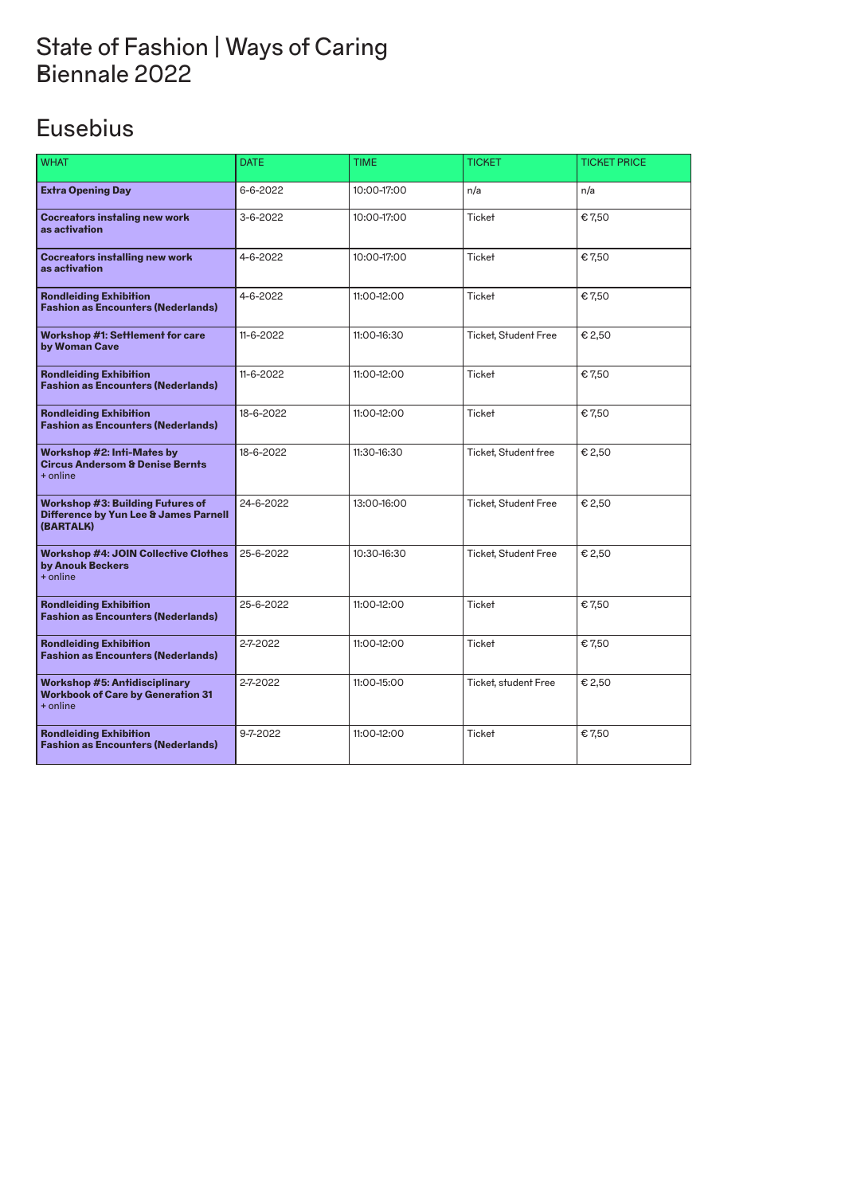# State of Fashion | Ways of Caring Biennale 2022

## Eusebius

| WHAT | DATE | TIME | TICKET | TICKET PRICE |
|---|---|---|---|---|
| **Extra Opening Day** | 6-6-2022 | 10:00-17:00 | n/a | n/a |
| **Cocreators instaling new work as activation** | 3-6-2022 | 10:00-17:00 | Ticket | € 7,50 |
| **Cocreators installing new work as activation** | 4-6-2022 | 10:00-17:00 | Ticket | € 7,50 |
| **Rondleiding Exhibition Fashion as Encounters (Nederlands)** | 4-6-2022 | 11:00-12:00 | Ticket | € 7,50 |
| **Workshop #1: Settlement for care by Woman Cave** | 11-6-2022 | 11:00-16:30 | Ticket, Student Free | € 2,50 |
| **Rondleiding Exhibition Fashion as Encounters (Nederlands)** | 11-6-2022 | 11:00-12:00 | Ticket | € 7,50 |
| **Rondleiding Exhibition Fashion as Encounters (Nederlands)** | 18-6-2022 | 11:00-12:00 | Ticket | € 7,50 |
| **Workshop #2: Inti-Mates by Circus Andersom & Denise Bernts** + online | 18-6-2022 | 11:30-16:30 | Ticket, Student free | € 2,50 |
| **Workshop #3: Building Futures of Difference by Yun Lee & James Parnell (BARTALK)** | 24-6-2022 | 13:00-16:00 | Ticket, Student Free | € 2,50 |
| **Workshop #4: JOIN Collective Clothes by Anouk Beckers** + online | 25-6-2022 | 10:30-16:30 | Ticket, Student Free | € 2,50 |
| **Rondleiding Exhibition Fashion as Encounters (Nederlands)** | 25-6-2022 | 11:00-12:00 | Ticket | € 7,50 |
| **Rondleiding Exhibition Fashion as Encounters (Nederlands)** | 2-7-2022 | 11:00-12:00 | Ticket | € 7,50 |
| **Workshop #5: Antidisciplinary Workbook of Care by Generation 31** + online | 2-7-2022 | 11:00-15:00 | Ticket, student Free | € 2,50 |
| **Rondleiding Exhibition Fashion as Encounters (Nederlands)** | 9-7-2022 | 11:00-12:00 | Ticket | € 7,50 |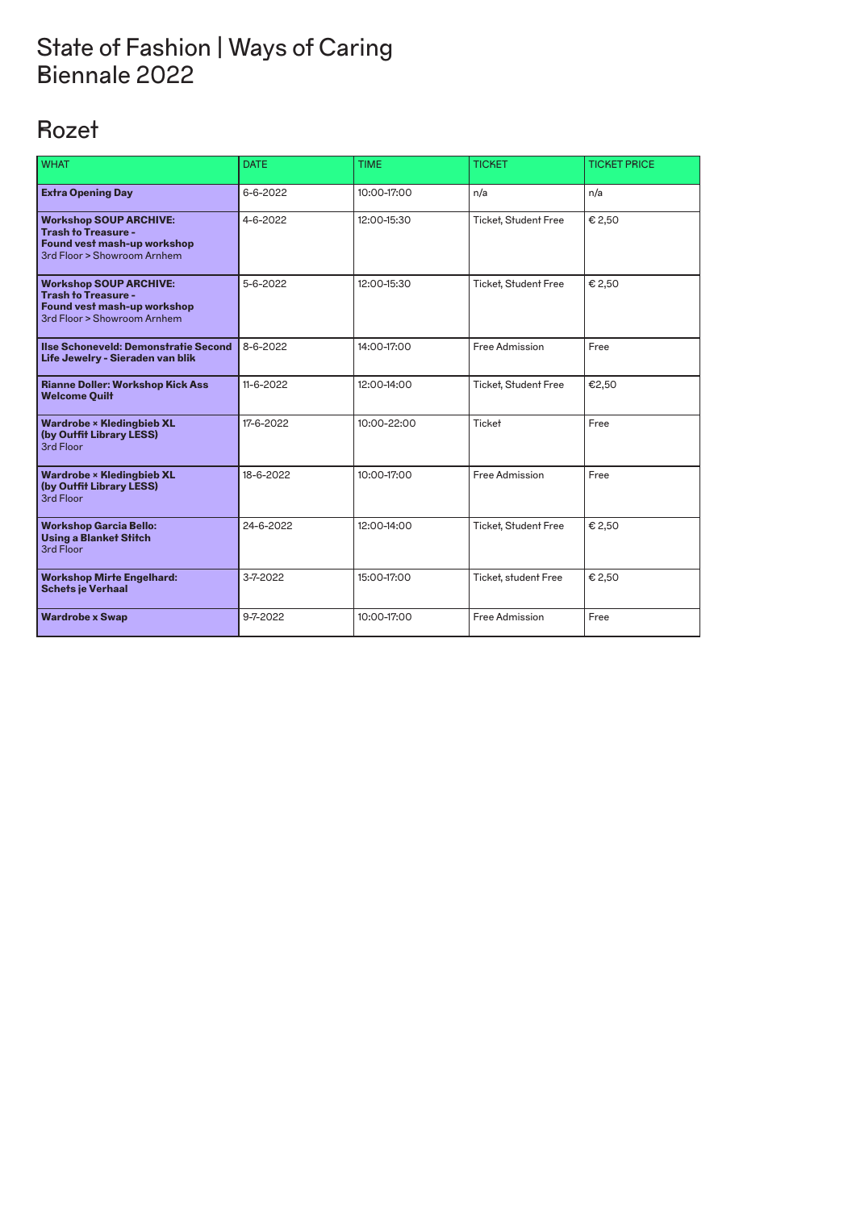# State of Fashion | Ways of Caring
# Biennale 2022

## Rozet

| WHAT | DATE | TIME | TICKET | TICKET PRICE |
|---|---|---|---|---|
| **Extra Opening Day** | 6-6-2022 | 10:00-17:00 | n/a | n/a |
| **Workshop SOUP ARCHIVE: Trash to Treasure - Found vest mash-up workshop** 3rd Floor > Showroom Arnhem | 4-6-2022 | 12:00-15:30 | Ticket, Student Free | € 2,50 |
| **Workshop SOUP ARCHIVE: Trash to Treasure - Found vest mash-up workshop** 3rd Floor > Showroom Arnhem | 5-6-2022 | 12:00-15:30 | Ticket, Student Free | € 2,50 |
| **Ilse Schoneveld: Demonstratie Second Life Jewelry - Sieraden van blik** | 8-6-2022 | 14:00-17:00 | Free Admission | Free |
| **Rianne Doller: Workshop Kick Ass Welcome Quilt** | 11-6-2022 | 12:00-14:00 | Ticket, Student Free | €2,50 |
| **Wardrobe × Kledingbieb XL (by Outfit Library LESS)** 3rd Floor | 17-6-2022 | 10:00-22:00 | Ticket | Free |
| **Wardrobe × Kledingbieb XL (by Outfit Library LESS)** 3rd Floor | 18-6-2022 | 10:00-17:00 | Free Admission | Free |
| **Workshop Garcia Bello: Using a Blanket Stitch** 3rd Floor | 24-6-2022 | 12:00-14:00 | Ticket, Student Free | € 2,50 |
| **Workshop Mirte Engelhard: Schets je Verhaal** | 3-7-2022 | 15:00-17:00 | Ticket, student Free | € 2,50 |
| **Wardrobe x Swap** | 9-7-2022 | 10:00-17:00 | Free Admission | Free |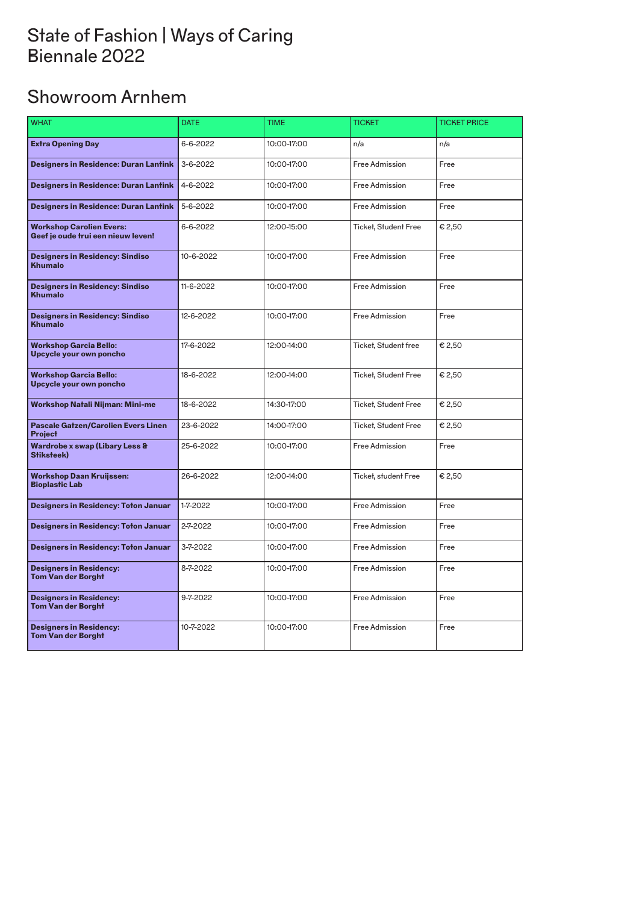# State of Fashion | Ways of Caring
# Biennale 2022

## Showroom Arnhem

| WHAT | DATE | TIME | TICKET | TICKET PRICE |
|---|---|---|---|---|
| **Extra Opening Day** | 6-6-2022 | 10:00-17:00 | n/a | n/a |
| **Designers in Residence: Duran Lantink** | 3-6-2022 | 10:00-17:00 | Free Admission | Free |
| **Designers in Residence: Duran Lantink** | 4-6-2022 | 10:00-17:00 | Free Admission | Free |
| **Designers in Residence: Duran Lantink** | 5-6-2022 | 10:00-17:00 | Free Admission | Free |
| **Workshop Carolien Evers: Geef je oude trui een nieuw leven!** | 6-6-2022 | 12:00-15:00 | Ticket, Student Free | € 2,50 |
| **Designers in Residency: Sindiso Khumalo** | 10-6-2022 | 10:00-17:00 | Free Admission | Free |
| **Designers in Residency: Sindiso Khumalo** | 11-6-2022 | 10:00-17:00 | Free Admission | Free |
| **Designers in Residency: Sindiso Khumalo** | 12-6-2022 | 10:00-17:00 | Free Admission | Free |
| **Workshop Garcia Bello: Upcycle your own poncho** | 17-6-2022 | 12:00-14:00 | Ticket, Student free | € 2,50 |
| **Workshop Garcia Bello: Upcycle your own poncho** | 18-6-2022 | 12:00-14:00 | Ticket, Student Free | € 2,50 |
| **Workshop Natali Nijman: Mini-me** | 18-6-2022 | 14:30-17:00 | Ticket, Student Free | € 2,50 |
| **Pascale Gatzen/Carolien Evers Linen Project** | 23-6-2022 | 14:00-17:00 | Ticket, Student Free | € 2,50 |
| **Wardrobe x swap (Libary Less & Stiksteek)** | 25-6-2022 | 10:00-17:00 | Free Admission | Free |
| **Workshop Daan Kruijssen: Bioplastic Lab** | 26-6-2022 | 12:00-14:00 | Ticket, student Free | € 2,50 |
| **Designers in Residency: Toton Januar** | 1-7-2022 | 10:00-17:00 | Free Admission | Free |
| **Designers in Residency: Toton Januar** | 2-7-2022 | 10:00-17:00 | Free Admission | Free |
| **Designers in Residency: Toton Januar** | 3-7-2022 | 10:00-17:00 | Free Admission | Free |
| **Designers in Residency: Tom Van der Borght** | 8-7-2022 | 10:00-17:00 | Free Admission | Free |
| **Designers in Residency: Tom Van der Borght** | 9-7-2022 | 10:00-17:00 | Free Admission | Free |
| **Designers in Residency: Tom Van der Borght** | 10-7-2022 | 10:00-17:00 | Free Admission | Free |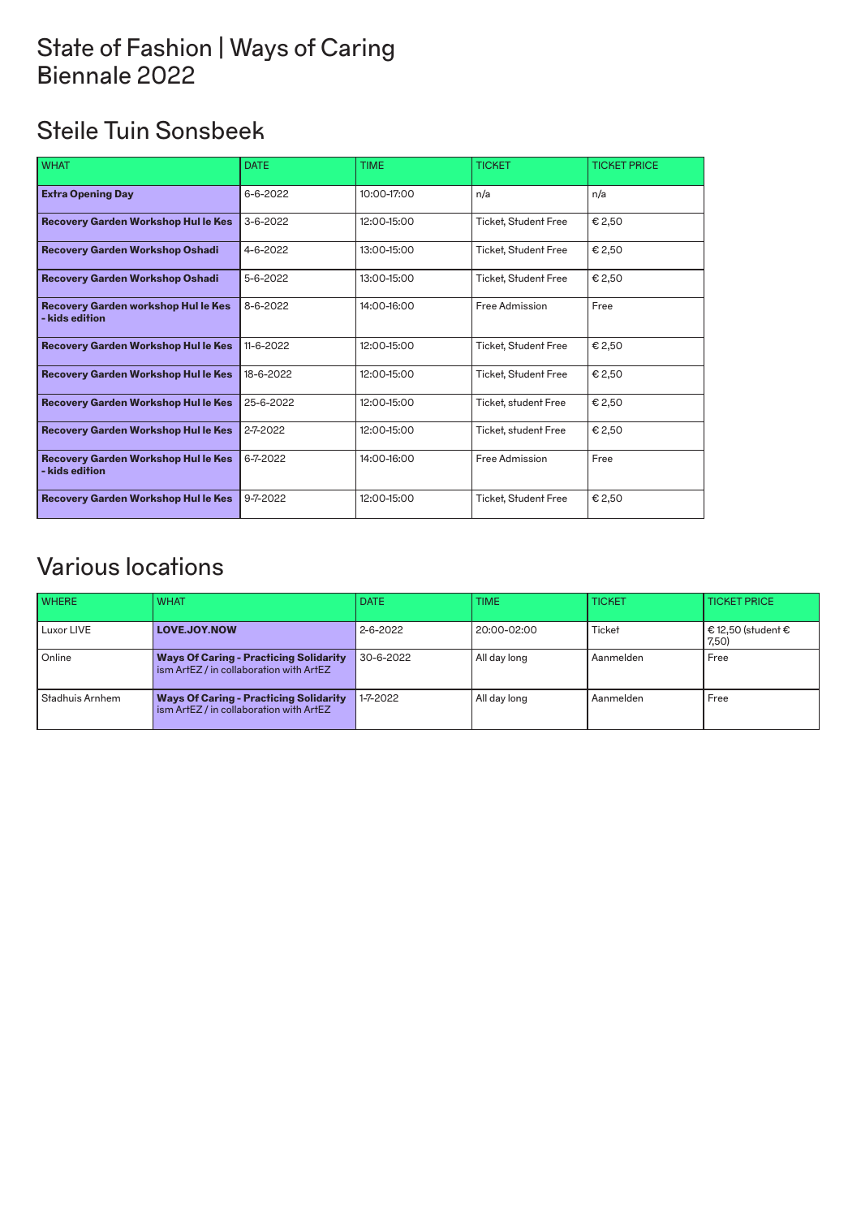# State of Fashion | Ways of Caring
# Biennale 2022

## Steile Tuin Sonsbeek

| WHAT | DATE | TIME | TICKET | TICKET PRICE |
|---|---|---|---|---|
| **Extra Opening Day** | 6-6-2022 | 10:00-17:00 | n/a | n/a |
| **Recovery Garden Workshop Hul le Kes** | 3-6-2022 | 12:00-15:00 | Ticket, Student Free | € 2,50 |
| **Recovery Garden Workshop Oshadi** | 4-6-2022 | 13:00-15:00 | Ticket, Student Free | € 2,50 |
| **Recovery Garden Workshop Oshadi** | 5-6-2022 | 13:00-15:00 | Ticket, Student Free | € 2,50 |
| **Recovery Garden workshop Hul le Kes - kids edition** | 8-6-2022 | 14:00-16:00 | Free Admission | Free |
| **Recovery Garden Workshop Hul le Kes** | 11-6-2022 | 12:00-15:00 | Ticket, Student Free | € 2,50 |
| **Recovery Garden Workshop Hul le Kes** | 18-6-2022 | 12:00-15:00 | Ticket, Student Free | € 2,50 |
| **Recovery Garden Workshop Hul le Kes** | 25-6-2022 | 12:00-15:00 | Ticket, student Free | € 2,50 |
| **Recovery Garden Workshop Hul le Kes** | 2-7-2022 | 12:00-15:00 | Ticket, student Free | € 2,50 |
| **Recovery Garden Workshop Hul le Kes - kids edition** | 6-7-2022 | 14:00-16:00 | Free Admission | Free |
| **Recovery Garden Workshop Hul le Kes** | 9-7-2022 | 12:00-15:00 | Ticket, Student Free | € 2,50 |

## Various locations

| WHERE | WHAT | DATE | TIME | TICKET | TICKET PRICE |
|---|---|---|---|---|---|
| Luxor LIVE | **LOVE.JOY.NOW** | 2-6-2022 | 20:00-02:00 | Ticket | € 12,50 (student € 7,50) |
| Online | **Ways Of Caring - Practicing Solidarity** ism ArtEZ / in collaboration with ArtEZ | 30-6-2022 | All day long | Aanmelden | Free |
| Stadhuis Arnhem | **Ways Of Caring - Practicing Solidarity** ism ArtEZ / in collaboration with ArtEZ | 1-7-2022 | All day long | Aanmelden | Free |